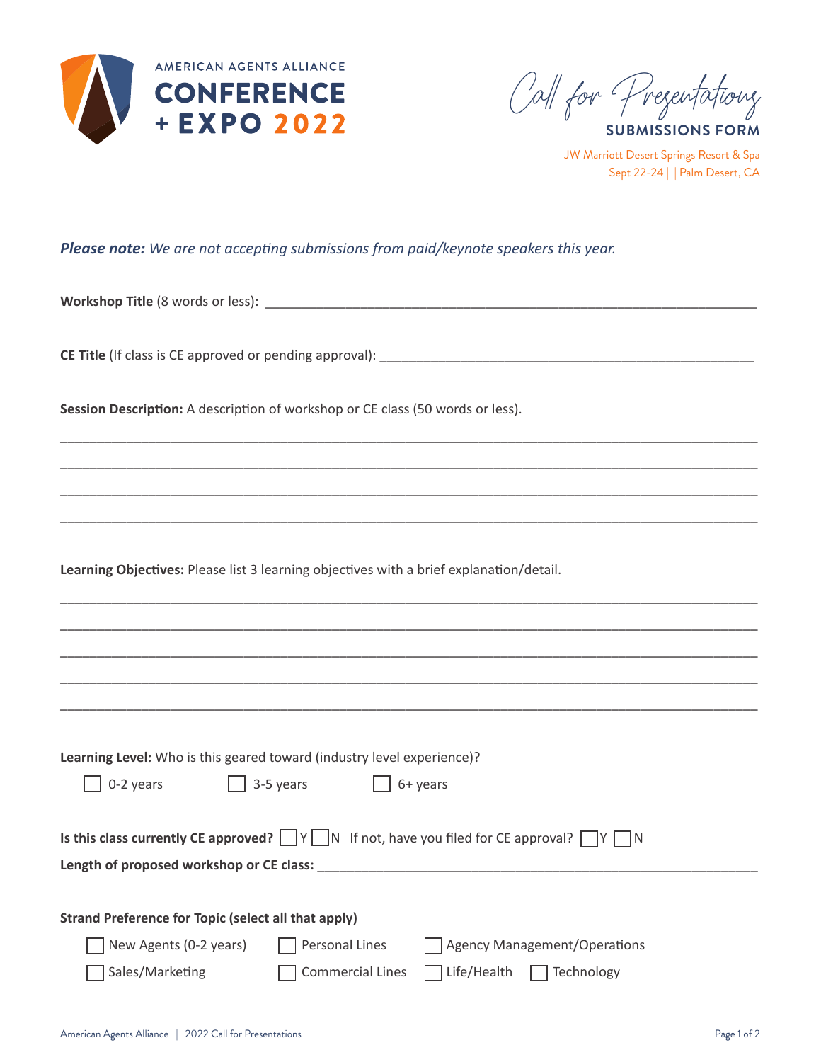# AMERICAN AGENTS ALLIANCE CONFERENCE + EXPO 2022

## Call for Presentations SUBMISSIONS FORM

JW Marriott Desert Springs Resort & Spa
Sept 22-24 | | Palm Desert, CA

***Please note:*** *We are not accepting submissions from paid/keynote speakers this year.*

**Workshop Title** (8 words or less): ___________________________________________________________________

**CE Title** (If class is CE approved or pending approval): ___________________________________________________

**Session Description:** A description of workshop or CE class (50 words or less).

_____________________________________________________________________________________________

_____________________________________________________________________________________________

_____________________________________________________________________________________________

_____________________________________________________________________________________________

**Learning Objectives:** Please list 3 learning objectives with a brief explanation/detail.

_____________________________________________________________________________________________

_____________________________________________________________________________________________

_____________________________________________________________________________________________

_____________________________________________________________________________________________

_____________________________________________________________________________________________

**Learning Level:** Who is this geared toward (industry level experience)?

☐ 0-2 years ☐ 3-5 years ☐ 6+ years

**Is this class currently CE approved?** ☐ Y ☐ N If not, have you filed for CE approval? ☐ Y ☐ N

**Length of proposed workshop or CE class:** ____________________________________________________________

**Strand Preference for Topic (select all that apply)**

☐ New Agents (0-2 years) ☐ Personal Lines ☐ Agency Management/Operations

☐ Sales/Marketing ☐ Commercial Lines ☐ Life/Health ☐ Technology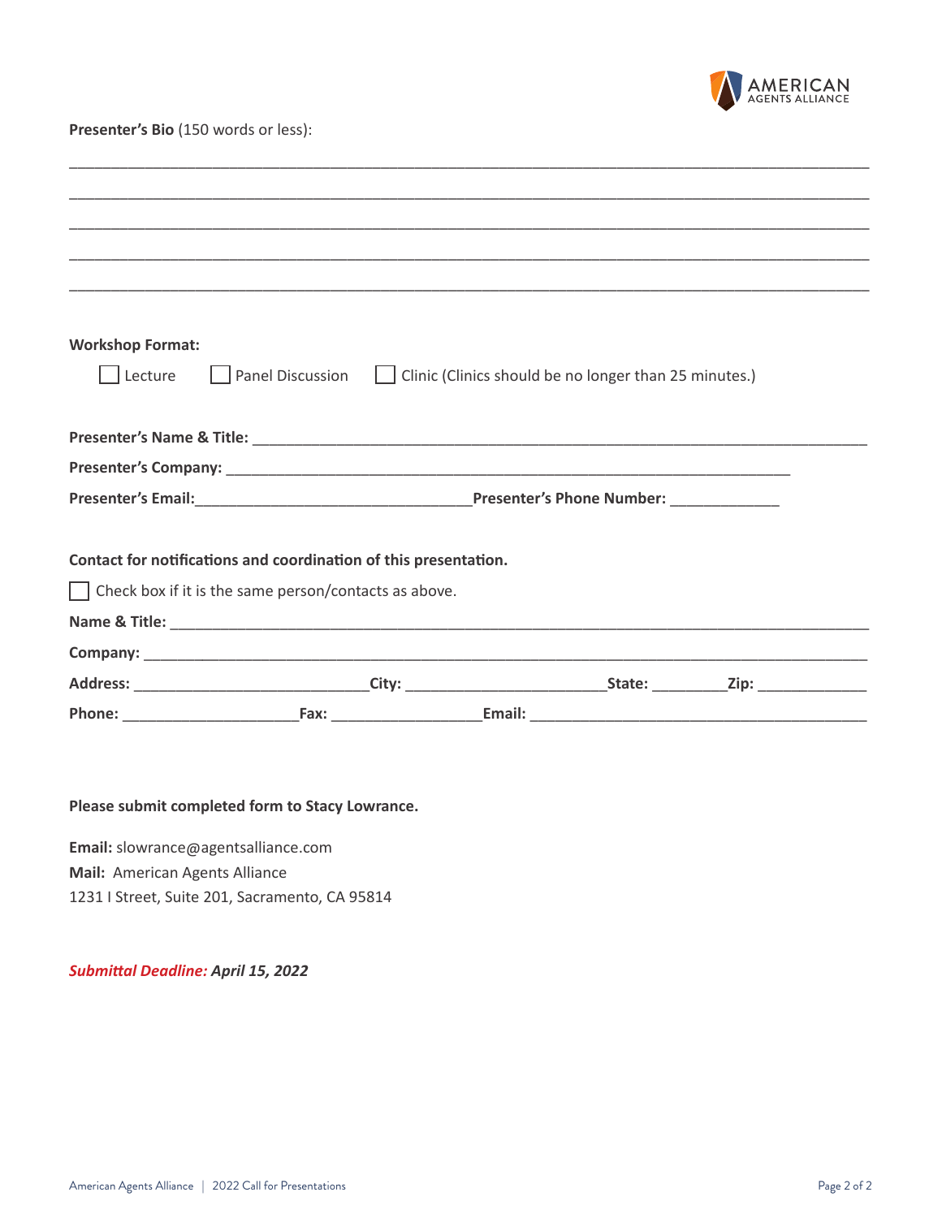**Presenter's Bio** (150 words or less):

_______________________________________________________________________________

_______________________________________________________________________________

_______________________________________________________________________________

_______________________________________________________________________________

_______________________________________________________________________________

**Workshop Format:**

☐ Lecture ☐ Panel Discussion ☐ Clinic (Clinics should be no longer than 25 minutes.)

**Presenter's Name & Title:** _______________________________________________

**Presenter's Company:** _______________________________________________

**Presenter's Email:**_______________________________ **Presenter's Phone Number:** ____________

**Contact for notifications and coordination of this presentation.**

☐ Check box if it is the same person/contacts as above.

**Name & Title:** _______________________________________________

**Company:** _______________________________________________

**Address:** ___________________________ **City:** ______________________ **State:** ________ **Zip:** ____________

**Phone:** ____________________ **Fax:** ________________ **Email:** _______________________________________

**Please submit completed form to Stacy Lowrance.**

**Email:** slowrance@agentsalliance.com
**Mail:** American Agents Alliance
1231 I Street, Suite 201, Sacramento, CA 95814

***Submittal Deadline:* April 15, 2022**